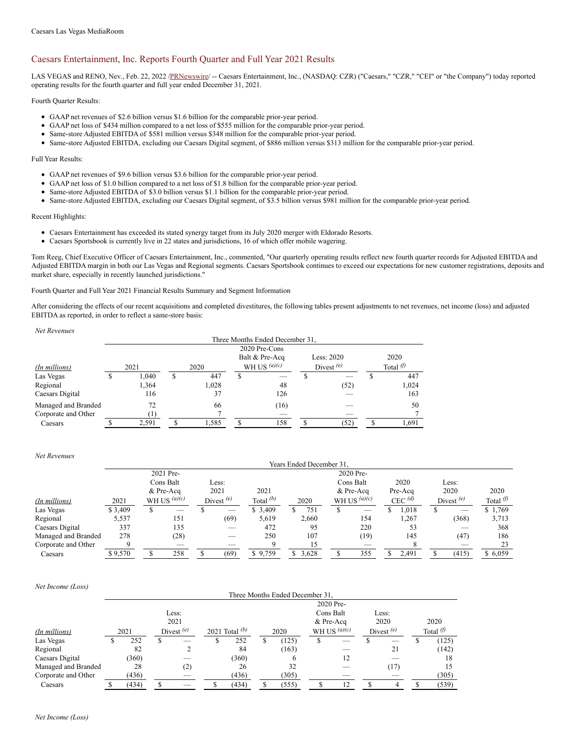Caesars Las Vegas MediaRoom

## Caesars Entertainment, Inc. Reports Fourth Quarter and Full Year 2021 Results

LAS VEGAS and RENO, Nev., Feb. 22, 2022 /PRNewswire/ -- Caesars Entertainment, Inc., (NASDAQ: CZR) ("Caesars," "CZR," "CEI" or "the Company") today reported operating results for the fourth quarter and full year ended December 31, 2021.

Fourth Quarter Results:

- GAAP net revenues of $2.6 billion versus $1.6 billion for the comparable prior-year period.
- GAAP net loss of $434 million compared to a net loss of $555 million for the comparable prior-year period.
- Same-store Adjusted EBITDA of $581 million versus $348 million for the comparable prior-year period.
- Same-store Adjusted EBITDA, excluding our Caesars Digital segment, of $886 million versus $313 million for the comparable prior-year period.

Full Year Results:

- GAAP net revenues of $9.6 billion versus $3.6 billion for the comparable prior-year period.
- GAAP net loss of $1.0 billion compared to a net loss of $1.8 billion for the comparable prior-year period.
- Same-store Adjusted EBITDA of $3.0 billion versus $1.1 billion for the comparable prior-year period.
- Same-store Adjusted EBITDA, excluding our Caesars Digital segment, of $3.5 billion versus $981 million for the comparable prior-year period.

Recent Highlights:

- Caesars Entertainment has exceeded its stated synergy target from its July 2020 merger with Eldorado Resorts.
- Caesars Sportsbook is currently live in 22 states and jurisdictions, 16 of which offer mobile wagering.

Tom Reeg, Chief Executive Officer of Caesars Entertainment, Inc., commented, "Our quarterly operating results reflect new fourth quarter records for Adjusted EBITDA and Adjusted EBITDA margin in both our Las Vegas and Regional segments. Caesars Sportsbook continues to exceed our expectations for new customer registrations, deposits and market share, especially in recently launched jurisdictions."

Fourth Quarter and Full Year 2021 Financial Results Summary and Segment Information

After considering the effects of our recent acquisitions and completed divestitures, the following tables present adjustments to net revenues, net income (loss) and adjusted EBITDA as reported, in order to reflect a same-store basis:

*Net Revenues*

| | Three Months Ended December 31, | | | | |
|---|---|---|---|---|---|
| *(In millions)* | 2021 | 2020 | 2020 Pre-Cons Balt & Pre-Acq WH US [(a)(c)] | Less: 2020 Divest [(e)] | 2020 Total [(f)] |
| Las Vegas | $ 1,040 | $ 447 | $ — | $ — | $ 447 |
| Regional | 1,364 | 1,028 | 48 | (52) | 1,024 |
| Caesars Digital | 116 | 37 | 126 | — | 163 |
| Managed and Branded | 72 | 66 | (16) | — | 50 |
| Corporate and Other | (1) | 7 | — | — | 7 |
| Caesars | $ 2,591 | $ 1,585 | $ 158 | $ (52) | $ 1,691 |

*Net Revenues*

| | Years Ended December 31, | | | | | | | | |
|---|---|---|---|---|---|---|---|---|---|
| *(In millions)* | 2021 | 2021 Pre-Cons Balt & Pre-Acq WH US [(a)(c)] | Less: 2021 Divest [(e)] | 2021 Total [(b)] | 2020 | 2020 Pre-Cons Balt & Pre-Acq WH US [(a)(c)] | 2020 Pre-Acq CEC [(d)] | Less: 2020 Divest [(e)] | 2020 Total [(f)] |
| Las Vegas | $ 3,409 | $ — | $ — | $ 3,409 | $ 751 | $ — | $ 1,018 | $ — | $ 1,769 |
| Regional | 5,537 | 151 | (69) | 5,619 | 2,660 | 154 | 1,267 | (368) | 3,713 |
| Caesars Digital | 337 | 135 | — | 472 | 95 | 220 | 53 | — | 368 |
| Managed and Branded | 278 | (28) | — | 250 | 107 | (19) | 145 | (47) | 186 |
| Corporate and Other | 9 | — | — | 9 | 15 | — | 8 | — | 23 |
| Caesars | $ 9,570 | $ 258 | $ (69) | $ 9,759 | $ 3,628 | $ 355 | $ 2,491 | $ (415) | $ 6,059 |

*Net Income (Loss)*

| | Three Months Ended December 31, | | | | | | |
|---|---|---|---|---|---|---|---|
| *(In millions)* | 2021 | Less: 2021 Divest [(e)] | 2021 Total [(b)] | 2020 | 2020 Pre-Cons Balt & Pre-Acq WH US [(a)(c)] | Less: 2020 Divest [(e)] | 2020 Total [(f)] |
| Las Vegas | $ 252 | $ — | $ 252 | $ (125) | $ — | $ — | $ (125) |
| Regional | 82 | 2 | 84 | (163) | — | 21 | (142) |
| Caesars Digital | (360) | — | (360) | 6 | 12 | — | 18 |
| Managed and Branded | 28 | (2) | 26 | 32 | — | (17) | 15 |
| Corporate and Other | (436) | — | (436) | (305) | — | — | (305) |
| Caesars | $ (434) | $ — | $ (434) | $ (555) | $ 12 | $ 4 | $ (539) |

*Net Income (Loss)*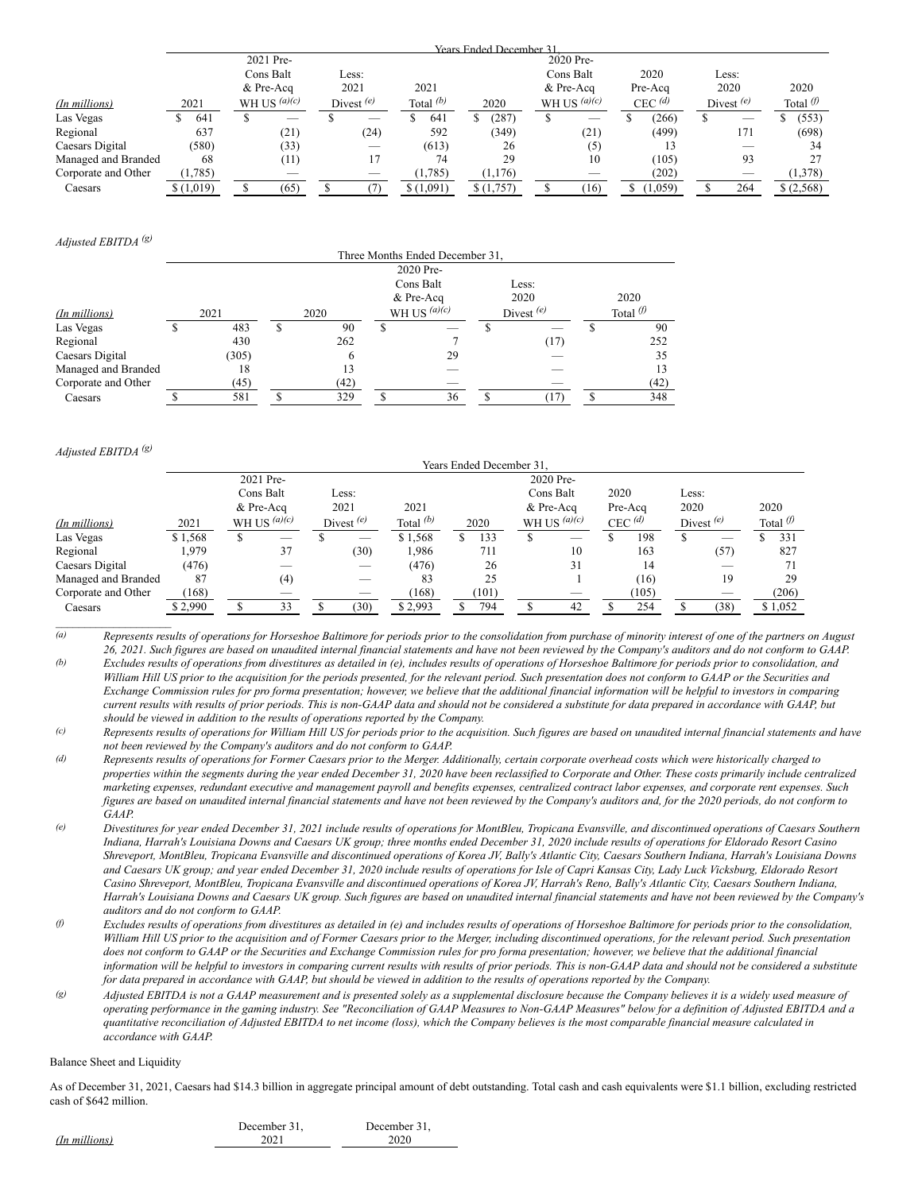| (In millions) | Years Ended December 31, | | | | | | | | |
|---|---|---|---|---|---|---|---|---|---|
| | 2021 | 2021 Pre-Cons Balt & Pre-Acq WH US (a)(c) | Less: 2021 Divest (e) | 2021 Total (b) | 2020 | 2020 Pre-Cons Balt & Pre-Acq WH US (a)(c) | 2020 Pre-Acq CEC (d) | Less: 2020 Divest (e) | 2020 Total (f) |
| Las Vegas | $ 641 | $ — | $ — | $ 641 | $ (287) | $ — | $ (266) | $ — | $ (553) |
| Regional | 637 | (21) | (24) | 592 | (349) | (21) | (499) | 171 | (698) |
| Caesars Digital | (580) | (33) | — | (613) | 26 | (5) | 13 | — | 34 |
| Managed and Branded | 68 | (11) | 17 | 74 | 29 | 10 | (105) | 93 | 27 |
| Corporate and Other | (1,785) | — | — | (1,785) | (1,176) | — | (202) | — | (1,378) |
| Caesars | $ (1,019) | $ (65) | $ (7) | $ (1,091) | $ (1,757) | $ (16) | $ (1,059) | $ 264 | $ (2,568) |

*Adjusted EBITDA (g)*

| (In millions) | Three Months Ended December 31, | | | | |
|---|---|---|---|---|---|
| | 2021 | 2020 | 2020 Pre-Cons Balt & Pre-Acq WH US (a)(c) | Less: 2020 Divest (e) | 2020 Total (f) |
| Las Vegas | $ 483 | $ 90 | $ — | $ — | $ 90 |
| Regional | 430 | 262 | 7 | (17) | 252 |
| Caesars Digital | (305) | 6 | 29 | — | 35 |
| Managed and Branded | 18 | 13 | — | — | 13 |
| Corporate and Other | (45) | (42) | — | — | (42) |
| Caesars | $ 581 | $ 329 | $ 36 | $ (17) | $ 348 |

*Adjusted EBITDA (g)*

| (In millions) | Years Ended December 31, | | | | | | | | |
|---|---|---|---|---|---|---|---|---|---|
| | 2021 | 2021 Pre-Cons Balt & Pre-Acq WH US (a)(c) | Less: 2021 Divest (e) | 2021 Total (b) | 2020 | 2020 Pre-Cons Balt & Pre-Acq WH US (a)(c) | 2020 Pre-Acq CEC (d) | Less: 2020 Divest (e) | 2020 Total (f) |
| Las Vegas | $ 1,568 | $ — | $ — | $ 1,568 | $ 133 | $ — | $ 198 | $ — | $ 331 |
| Regional | 1,979 | 37 | (30) | 1,986 | 711 | 10 | 163 | (57) | 827 |
| Caesars Digital | (476) | — | — | (476) | 26 | 31 | 14 | — | 71 |
| Managed and Branded | 87 | (4) | — | 83 | 25 | 1 | (16) | 19 | 29 |
| Corporate and Other | (168) | — | — | (168) | (101) | — | (105) | — | (206) |
| Caesars | $ 2,990 | $ 33 | $ (30) | $ 2,993 | $ 794 | $ 42 | $ 254 | $ (38) | $ 1,052 |

(a) *Represents results of operations for Horseshoe Baltimore for periods prior to the consolidation from purchase of minority interest of one of the partners on August 26, 2021. Such figures are based on unaudited internal financial statements and have not been reviewed by the Company's auditors and do not conform to GAAP.*

(b) *Excludes results of operations from divestitures as detailed in (e), includes results of operations of Horseshoe Baltimore for periods prior to consolidation, and William Hill US prior to the acquisition for the periods presented, for the relevant period. Such presentation does not conform to GAAP or the Securities and Exchange Commission rules for pro forma presentation; however, we believe that the additional financial information will be helpful to investors in comparing current results with results of prior periods. This is non-GAAP data and should not be considered a substitute for data prepared in accordance with GAAP, but should be viewed in addition to the results of operations reported by the Company.*

(c) *Represents results of operations for William Hill US for periods prior to the acquisition. Such figures are based on unaudited internal financial statements and have not been reviewed by the Company's auditors and do not conform to GAAP.*

(d) *Represents results of operations for Former Caesars prior to the Merger. Additionally, certain corporate overhead costs which were historically charged to properties within the segments during the year ended December 31, 2020 have been reclassified to Corporate and Other. These costs primarily include centralized marketing expenses, redundant executive and management payroll and benefits expenses, centralized contract labor expenses, and corporate rent expenses. Such figures are based on unaudited internal financial statements and have not been reviewed by the Company's auditors and, for the 2020 periods, do not conform to GAAP.*

(e) *Divestitures for year ended December 31, 2021 include results of operations for MontBleu, Tropicana Evansville, and discontinued operations of Caesars Southern Indiana, Harrah's Louisiana Downs and Caesars UK group; three months ended December 31, 2020 include results of operations for Eldorado Resort Casino Shreveport, MontBleu, Tropicana Evansville and discontinued operations of Korea JV, Bally's Atlantic City, Caesars Southern Indiana, Harrah's Louisiana Downs and Caesars UK group; and year ended December 31, 2020 include results of operations for Isle of Capri Kansas City, Lady Luck Vicksburg, Eldorado Resort Casino Shreveport, MontBleu, Tropicana Evansville and discontinued operations of Korea JV, Harrah's Reno, Bally's Atlantic City, Caesars Southern Indiana, Harrah's Louisiana Downs and Caesars UK group. Such figures are based on unaudited internal financial statements and have not been reviewed by the Company's auditors and do not conform to GAAP.*

(f) *Excludes results of operations from divestitures as detailed in (e) and includes results of operations of Horseshoe Baltimore for periods prior to the consolidation, William Hill US prior to the acquisition and of Former Caesars prior to the Merger, including discontinued operations, for the relevant period. Such presentation does not conform to GAAP or the Securities and Exchange Commission rules for pro forma presentation; however, we believe that the additional financial information will be helpful to investors in comparing current results with results of prior periods. This is non-GAAP data and should not be considered a substitute for data prepared in accordance with GAAP, but should be viewed in addition to the results of operations reported by the Company.*

(g) *Adjusted EBITDA is not a GAAP measurement and is presented solely as a supplemental disclosure because the Company believes it is a widely used measure of operating performance in the gaming industry. See "Reconciliation of GAAP Measures to Non-GAAP Measures" below for a definition of Adjusted EBITDA and a quantitative reconciliation of Adjusted EBITDA to net income (loss), which the Company believes is the most comparable financial measure calculated in accordance with GAAP.*

Balance Sheet and Liquidity

As of December 31, 2021, Caesars had $14.3 billion in aggregate principal amount of debt outstanding. Total cash and cash equivalents were $1.1 billion, excluding restricted cash of $642 million.

| (In millions) | December 31, 2021 | December 31, 2020 |
|---|---|---|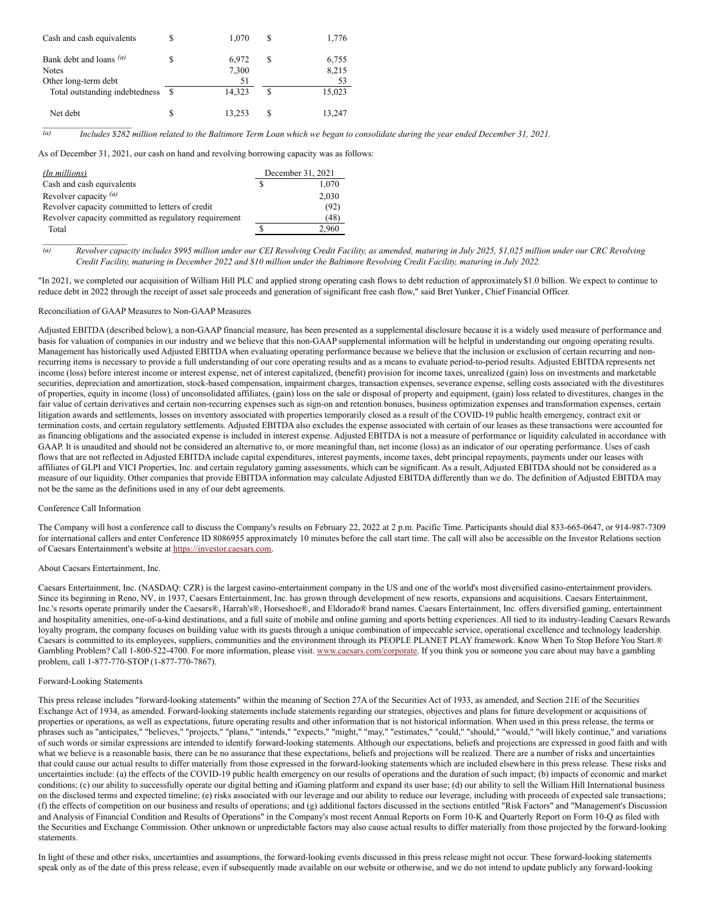| | | |
|---|---|---|
| Cash and cash equivalents | $ 1,070 | $ 1,776 |
| Bank debt and loans [(a)] | $ 6,972 | $ 6,755 |
| Notes | 7,300 | 8,215 |
| Other long-term debt | 51 | 53 |
| Total outstanding indebtedness | $ 14,323 | $ 15,023 |
| Net debt | $ 13,253 | $ 13,247 |

*(a) Includes $282 million related to the Baltimore Term Loan which we began to consolidate during the year ended December 31, 2021.*

As of December 31, 2021, our cash on hand and revolving borrowing capacity was as follows:

| *(In millions)* | December 31, 2021 |
|---|---|
| Cash and cash equivalents | $ 1,070 |
| Revolver capacity [(a)] | 2,030 |
| Revolver capacity committed to letters of credit | (92) |
| Revolver capacity committed as regulatory requirement | (48) |
| Total | $ 2,960 |

*(a) Revolver capacity includes $995 million under our CEI Revolving Credit Facility, as amended, maturing in July 2025, $1,025 million under our CRC Revolving Credit Facility, maturing in December 2022 and $10 million under the Baltimore Revolving Credit Facility, maturing in July 2022.*

"In 2021, we completed our acquisition of William Hill PLC and applied strong operating cash flows to debt reduction of approximately $1.0 billion. We expect to continue to reduce debt in 2022 through the receipt of asset sale proceeds and generation of significant free cash flow," said Bret Yunker, Chief Financial Officer.

Reconciliation of GAAP Measures to Non-GAAP Measures

Adjusted EBITDA (described below), a non-GAAP financial measure, has been presented as a supplemental disclosure because it is a widely used measure of performance and basis for valuation of companies in our industry and we believe that this non-GAAP supplemental information will be helpful in understanding our ongoing operating results. Management has historically used Adjusted EBITDA when evaluating operating performance because we believe that the inclusion or exclusion of certain recurring and non-recurring items is necessary to provide a full understanding of our core operating results and as a means to evaluate period-to-period results. Adjusted EBITDA represents net income (loss) before interest income or interest expense, net of interest capitalized, (benefit) provision for income taxes, unrealized (gain) loss on investments and marketable securities, depreciation and amortization, stock-based compensation, impairment charges, transaction expenses, severance expense, selling costs associated with the divestitures of properties, equity in income (loss) of unconsolidated affiliates, (gain) loss on the sale or disposal of property and equipment, (gain) loss related to divestitures, changes in the fair value of certain derivatives and certain non-recurring expenses such as sign-on and retention bonuses, business optimization expenses and transformation expenses, certain litigation awards and settlements, losses on inventory associated with properties temporarily closed as a result of the COVID-19 public health emergency, contract exit or termination costs, and certain regulatory settlements. Adjusted EBITDA also excludes the expense associated with certain of our leases as these transactions were accounted for as financing obligations and the associated expense is included in interest expense. Adjusted EBITDA is not a measure of performance or liquidity calculated in accordance with GAAP. It is unaudited and should not be considered an alternative to, or more meaningful than, net income (loss) as an indicator of our operating performance. Uses of cash flows that are not reflected in Adjusted EBITDA include capital expenditures, interest payments, income taxes, debt principal repayments, payments under our leases with affiliates of GLPI and VICI Properties, Inc. and certain regulatory gaming assessments, which can be significant. As a result, Adjusted EBITDA should not be considered as a measure of our liquidity. Other companies that provide EBITDA information may calculate Adjusted EBITDA differently than we do. The definition of Adjusted EBITDA may not be the same as the definitions used in any of our debt agreements.

Conference Call Information

The Company will host a conference call to discuss the Company's results on February 22, 2022 at 2 p.m. Pacific Time. Participants should dial 833-665-0647, or 914-987-7309 for international callers and enter Conference ID 8086955 approximately 10 minutes before the call start time. The call will also be accessible on the Investor Relations section of Caesars Entertainment's website at https://investor.caesars.com.

About Caesars Entertainment, Inc.

Caesars Entertainment, Inc. (NASDAQ: CZR) is the largest casino-entertainment company in the US and one of the world's most diversified casino-entertainment providers. Since its beginning in Reno, NV, in 1937, Caesars Entertainment, Inc. has grown through development of new resorts, expansions and acquisitions. Caesars Entertainment, Inc.'s resorts operate primarily under the Caesars®, Harrah's®, Horseshoe®, and Eldorado® brand names. Caesars Entertainment, Inc. offers diversified gaming, entertainment and hospitality amenities, one-of-a-kind destinations, and a full suite of mobile and online gaming and sports betting experiences. All tied to its industry-leading Caesars Rewards loyalty program, the company focuses on building value with its guests through a unique combination of impeccable service, operational excellence and technology leadership. Caesars is committed to its employees, suppliers, communities and the environment through its PEOPLE PLANET PLAY framework. Know When To Stop Before You Start.® Gambling Problem? Call 1-800-522-4700. For more information, please visit. www.caesars.com/corporate. If you think you or someone you care about may have a gambling problem, call 1-877-770-STOP (1-877-770-7867).

Forward-Looking Statements

This press release includes "forward-looking statements" within the meaning of Section 27A of the Securities Act of 1933, as amended, and Section 21E of the Securities Exchange Act of 1934, as amended. Forward-looking statements include statements regarding our strategies, objectives and plans for future development or acquisitions of properties or operations, as well as expectations, future operating results and other information that is not historical information. When used in this press release, the terms or phrases such as "anticipates," "believes," "projects," "plans," "intends," "expects," "might," "may," "estimates," "could," "should," "would," "will likely continue," and variations of such words or similar expressions are intended to identify forward-looking statements. Although our expectations, beliefs and projections are expressed in good faith and with what we believe is a reasonable basis, there can be no assurance that these expectations, beliefs and projections will be realized. There are a number of risks and uncertainties that could cause our actual results to differ materially from those expressed in the forward-looking statements which are included elsewhere in this press release. These risks and uncertainties include: (a) the effects of the COVID-19 public health emergency on our results of operations and the duration of such impact; (b) impacts of economic and market conditions; (c) our ability to successfully operate our digital betting and iGaming platform and expand its user base; (d) our ability to sell the William Hill International business on the disclosed terms and expected timeline; (e) risks associated with our leverage and our ability to reduce our leverage, including with proceeds of expected sale transactions; (f) the effects of competition on our business and results of operations; and (g) additional factors discussed in the sections entitled "Risk Factors" and "Management's Discussion and Analysis of Financial Condition and Results of Operations" in the Company's most recent Annual Reports on Form 10-K and Quarterly Report on Form 10-Q as filed with the Securities and Exchange Commission. Other unknown or unpredictable factors may also cause actual results to differ materially from those projected by the forward-looking statements.

In light of these and other risks, uncertainties and assumptions, the forward-looking events discussed in this press release might not occur. These forward-looking statements speak only as of the date of this press release, even if subsequently made available on our website or otherwise, and we do not intend to update publicly any forward-looking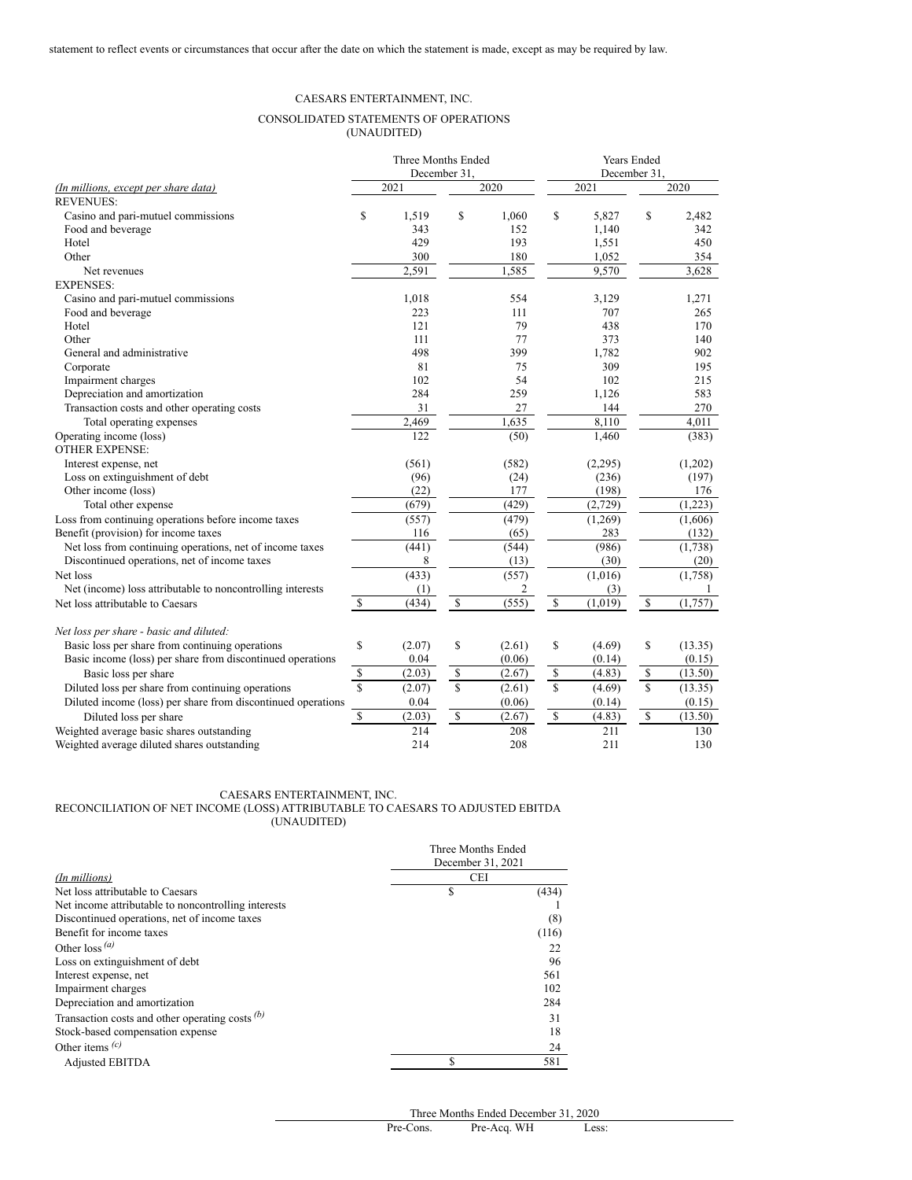statement to reflect events or circumstances that occur after the date on which the statement is made, except as may be required by law.

CAESARS ENTERTAINMENT, INC.

CONSOLIDATED STATEMENTS OF OPERATIONS
(UNAUDITED)

| *(In millions, except per share data)* | Three Months Ended December 31, 2021 | Three Months Ended December 31, 2020 | Years Ended December 31, 2021 | Years Ended December 31, 2020 |
|---|---|---|---|---|
| REVENUES: | | | | |
| Casino and pari-mutuel commissions | $ 1,519 | $ 1,060 | $ 5,827 | $ 2,482 |
| Food and beverage | 343 | 152 | 1,140 | 342 |
| Hotel | 429 | 193 | 1,551 | 450 |
| Other | 300 | 180 | 1,052 | 354 |
| Net revenues | 2,591 | 1,585 | 9,570 | 3,628 |
| EXPENSES: | | | | |
| Casino and pari-mutuel commissions | 1,018 | 554 | 3,129 | 1,271 |
| Food and beverage | 223 | 111 | 707 | 265 |
| Hotel | 121 | 79 | 438 | 170 |
| Other | 111 | 77 | 373 | 140 |
| General and administrative | 498 | 399 | 1,782 | 902 |
| Corporate | 81 | 75 | 309 | 195 |
| Impairment charges | 102 | 54 | 102 | 215 |
| Depreciation and amortization | 284 | 259 | 1,126 | 583 |
| Transaction costs and other operating costs | 31 | 27 | 144 | 270 |
| Total operating expenses | 2,469 | 1,635 | 8,110 | 4,011 |
| Operating income (loss) | 122 | (50) | 1,460 | (383) |
| OTHER EXPENSE: | | | | |
| Interest expense, net | (561) | (582) | (2,295) | (1,202) |
| Loss on extinguishment of debt | (96) | (24) | (236) | (197) |
| Other income (loss) | (22) | 177 | (198) | 176 |
| Total other expense | (679) | (429) | (2,729) | (1,223) |
| Loss from continuing operations before income taxes | (557) | (479) | (1,269) | (1,606) |
| Benefit (provision) for income taxes | 116 | (65) | 283 | (132) |
| Net loss from continuing operations, net of income taxes | (441) | (544) | (986) | (1,738) |
| Discontinued operations, net of income taxes | 8 | (13) | (30) | (20) |
| Net loss | (433) | (557) | (1,016) | (1,758) |
| Net (income) loss attributable to noncontrolling interests | (1) | 2 | (3) | 1 |
| Net loss attributable to Caesars | $ (434) | $ (555) | $ (1,019) | $ (1,757) |
| | | | | |
| *Net loss per share - basic and diluted:* | | | | |
| Basic loss per share from continuing operations | $ (2.07) | $ (2.61) | $ (4.69) | $ (13.35) |
| Basic income (loss) per share from discontinued operations | 0.04 | (0.06) | (0.14) | (0.15) |
| Basic loss per share | $ (2.03) | $ (2.67) | $ (4.83) | $ (13.50) |
| Diluted loss per share from continuing operations | $ (2.07) | $ (2.61) | $ (4.69) | $ (13.35) |
| Diluted income (loss) per share from discontinued operations | 0.04 | (0.06) | (0.14) | (0.15) |
| Diluted loss per share | $ (2.03) | $ (2.67) | $ (4.83) | $ (13.50) |
| Weighted average basic shares outstanding | 214 | 208 | 211 | 130 |
| Weighted average diluted shares outstanding | 214 | 208 | 211 | 130 |

CAESARS ENTERTAINMENT, INC.
RECONCILIATION OF NET INCOME (LOSS) ATTRIBUTABLE TO CAESARS TO ADJUSTED EBITDA
(UNAUDITED)

| *(In millions)* | Three Months Ended December 31, 2021 CEI |
|---|---|
| Net loss attributable to Caesars | $ (434) |
| Net income attributable to noncontrolling interests | 1 |
| Discontinued operations, net of income taxes | (8) |
| Benefit for income taxes | (116) |
| Other loss [(a)] | 22 |
| Loss on extinguishment of debt | 96 |
| Interest expense, net | 561 |
| Impairment charges | 102 |
| Depreciation and amortization | 284 |
| Transaction costs and other operating costs [(b)] | 31 |
| Stock-based compensation expense | 18 |
| Other items [(c)] | 24 |
| Adjusted EBITDA | $ 581 |

| Three Months Ended December 31, 2020 | | |
|---|---|---|
| Pre-Cons. | Pre-Acq. WH | Less: |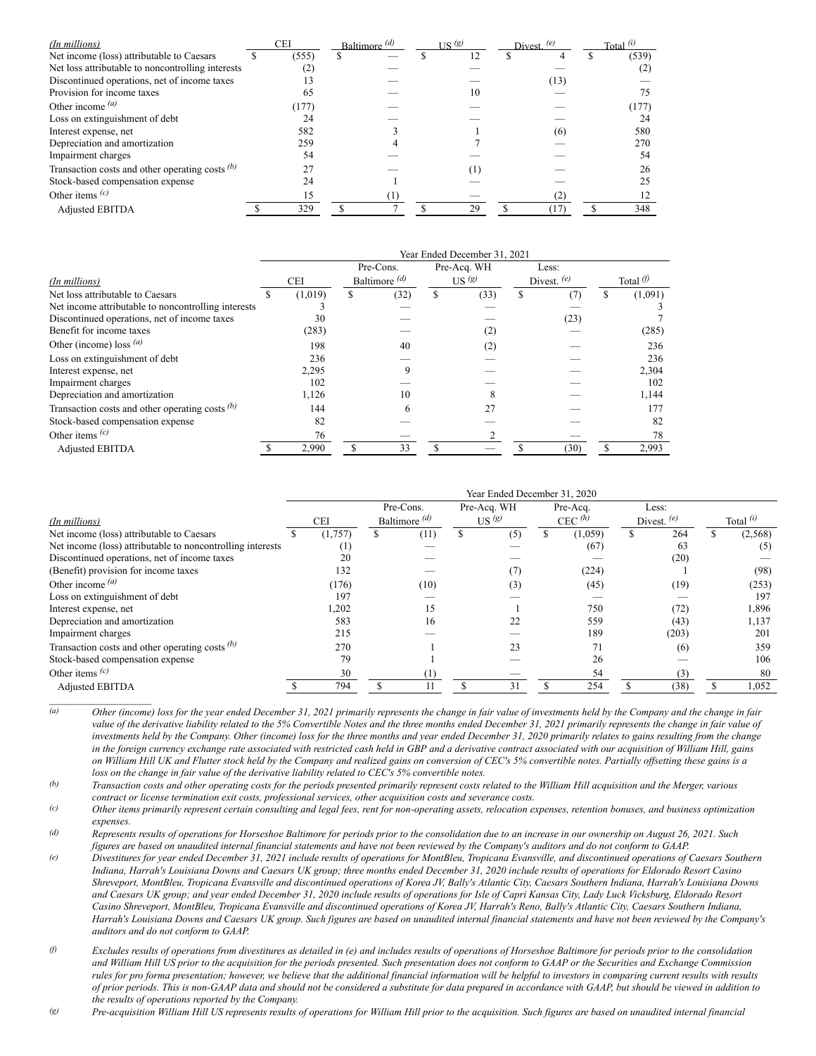| *(In millions)* | CEI | Baltimore (d) | US (g) | Divest. (e) | Total (i) |
|---|---|---|---|---|---|
| Net income (loss) attributable to Caesars | $ (555) | $ — | $ 12 | $ 4 | $ (539) |
| Net loss attributable to noncontrolling interests | (2) | — | — | — | (2) |
| Discontinued operations, net of income taxes | 13 | — | — | (13) | — |
| Provision for income taxes | 65 | — | 10 | — | 75 |
| Other income (a) | (177) | — | — | — | (177) |
| Loss on extinguishment of debt | 24 | — | — | — | 24 |
| Interest expense, net | 582 | 3 | 1 | (6) | 580 |
| Depreciation and amortization | 259 | 4 | 7 | — | 270 |
| Impairment charges | 54 | — | — | — | 54 |
| Transaction costs and other operating costs (b) | 27 | — | (1) | — | 26 |
| Stock-based compensation expense | 24 | 1 | — | — | 25 |
| Other items (c) | 15 | (1) | — | (2) | 12 |
| Adjusted EBITDA | $ 329 | $ 7 | $ 29 | $ (17) | $ 348 |

| | Year Ended December 31, 2021 | | | | |
|---|---|---|---|---|---|
| *(In millions)* | CEI | Pre-Cons. Baltimore (d) | Pre-Acq. WH US (g) | Less: Divest. (e) | Total (f) |
| Net loss attributable to Caesars | $ (1,019) | $ (32) | $ (33) | $ (7) | $ (1,091) |
| Net income attributable to noncontrolling interests | 3 | — | — | — | 3 |
| Discontinued operations, net of income taxes | 30 | — | — | (23) | 7 |
| Benefit for income taxes | (283) | — | (2) | — | (285) |
| Other (income) loss (a) | 198 | 40 | (2) | — | 236 |
| Loss on extinguishment of debt | 236 | — | — | — | 236 |
| Interest expense, net | 2,295 | 9 | — | — | 2,304 |
| Impairment charges | 102 | — | — | — | 102 |
| Depreciation and amortization | 1,126 | 10 | 8 | — | 1,144 |
| Transaction costs and other operating costs (b) | 144 | 6 | 27 | — | 177 |
| Stock-based compensation expense | 82 | — | — | — | 82 |
| Other items (c) | 76 | — | 2 | — | 78 |
| Adjusted EBITDA | $ 2,990 | $ 33 | $ — | $ (30) | $ 2,993 |

| | Year Ended December 31, 2020 | | | | | |
|---|---|---|---|---|---|---|
| *(In millions)* | CEI | Pre-Cons. Baltimore (d) | Pre-Acq. WH US (g) | Pre-Acq. CEC (h) | Less: Divest. (e) | Total (i) |
| Net income (loss) attributable to Caesars | $ (1,757) | $ (11) | $ (5) | $ (1,059) | $ 264 | $ (2,568) |
| Net income (loss) attributable to noncontrolling interests | (1) | — | — | (67) | 63 | (5) |
| Discontinued operations, net of income taxes | 20 | — | — | — | (20) | — |
| (Benefit) provision for income taxes | 132 | — | (7) | (224) | 1 | (98) |
| Other income (a) | (176) | (10) | (3) | (45) | (19) | (253) |
| Loss on extinguishment of debt | 197 | — | — | — | — | 197 |
| Interest expense, net | 1,202 | 15 | 1 | 750 | (72) | 1,896 |
| Depreciation and amortization | 583 | 16 | 22 | 559 | (43) | 1,137 |
| Impairment charges | 215 | — | — | 189 | (203) | 201 |
| Transaction costs and other operating costs (b) | 270 | 1 | 23 | 71 | (6) | 359 |
| Stock-based compensation expense | 79 | 1 | — | 26 | — | 106 |
| Other items (c) | 30 | (1) | — | 54 | (3) | 80 |
| Adjusted EBITDA | $ 794 | $ 11 | $ 31 | $ 254 | $ (38) | $ 1,052 |

(a) *Other (income) loss for the year ended December 31, 2021 primarily represents the change in fair value of investments held by the Company and the change in fair value of the derivative liability related to the 5% Convertible Notes and the three months ended December 31, 2021 primarily represents the change in fair value of investments held by the Company. Other (income) loss for the three months and year ended December 31, 2020 primarily relates to gains resulting from the change in the foreign currency exchange rate associated with restricted cash held in GBP and a derivative contract associated with our acquisition of William Hill, gains on William Hill UK and Flutter stock held by the Company and realized gains on conversion of CEC's 5% convertible notes. Partially offsetting these gains is a loss on the change in fair value of the derivative liability related to CEC's 5% convertible notes.*

(b) *Transaction costs and other operating costs for the periods presented primarily represent costs related to the William Hill acquisition and the Merger, various contract or license termination exit costs, professional services, other acquisition costs and severance costs.*

(c) *Other items primarily represent certain consulting and legal fees, rent for non-operating assets, relocation expenses, retention bonuses, and business optimization expenses.*

(d) *Represents results of operations for Horseshoe Baltimore for periods prior to the consolidation due to an increase in our ownership on August 26, 2021. Such figures are based on unaudited internal financial statements and have not been reviewed by the Company's auditors and do not conform to GAAP.*

(e) *Divestitures for year ended December 31, 2021 include results of operations for MontBleu, Tropicana Evansville, and discontinued operations of Caesars Southern Indiana, Harrah's Louisiana Downs and Caesars UK group; three months ended December 31, 2020 include results of operations for Eldorado Resort Casino Shreveport, MontBleu, Tropicana Evansville and discontinued operations of Korea JV, Bally's Atlantic City, Caesars Southern Indiana, Harrah's Louisiana Downs and Caesars UK group; and year ended December 31, 2020 include results of operations for Isle of Capri Kansas City, Lady Luck Vicksburg, Eldorado Resort Casino Shreveport, MontBleu, Tropicana Evansville and discontinued operations of Korea JV, Harrah's Reno, Bally's Atlantic City, Caesars Southern Indiana, Harrah's Louisiana Downs and Caesars UK group. Such figures are based on unaudited internal financial statements and have not been reviewed by the Company's auditors and do not conform to GAAP.*

(f) *Excludes results of operations from divestitures as detailed in (e) and includes results of operations of Horseshoe Baltimore for periods prior to the consolidation and William Hill US prior to the acquisition for the periods presented. Such presentation does not conform to GAAP or the Securities and Exchange Commission rules for pro forma presentation; however, we believe that the additional financial information will be helpful to investors in comparing current results with results of prior periods. This is non-GAAP data and should not be considered a substitute for data prepared in accordance with GAAP, but should be viewed in addition to the results of operations reported by the Company.*

(g) *Pre-acquisition William Hill US represents results of operations for William Hill prior to the acquisition. Such figures are based on unaudited internal financial*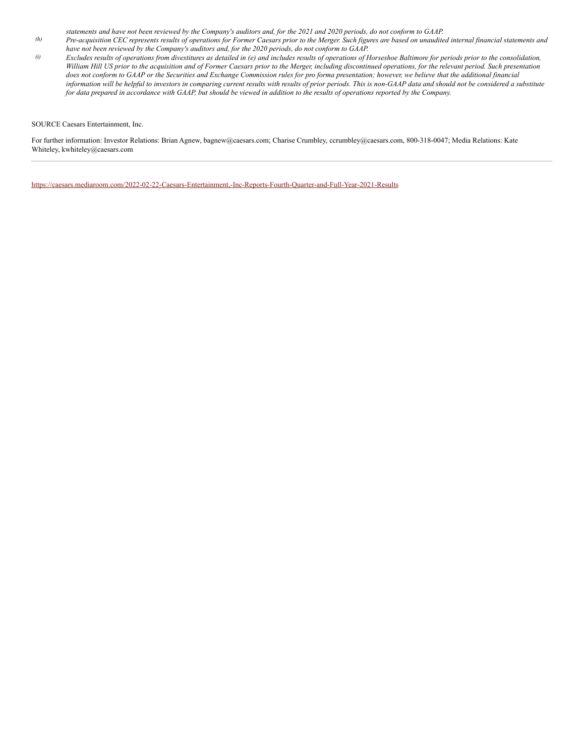*statements and have not been reviewed by the Company's auditors and, for the 2021 and 2020 periods, do not conform to GAAP.*

*(h)* *Pre-acquisition CEC represents results of operations for Former Caesars prior to the Merger. Such figures are based on unaudited internal financial statements and have not been reviewed by the Company's auditors and, for the 2020 periods, do not conform to GAAP.*

*(i)* *Excludes results of operations from divestitures as detailed in (e) and includes results of operations of Horseshoe Baltimore for periods prior to the consolidation, William Hill US prior to the acquisition and of Former Caesars prior to the Merger, including discontinued operations, for the relevant period. Such presentation does not conform to GAAP or the Securities and Exchange Commission rules for pro forma presentation; however, we believe that the additional financial information will be helpful to investors in comparing current results with results of prior periods. This is non-GAAP data and should not be considered a substitute for data prepared in accordance with GAAP, but should be viewed in addition to the results of operations reported by the Company.*

SOURCE Caesars Entertainment, Inc.

For further information: Investor Relations: Brian Agnew, bagnew@caesars.com; Charise Crumbley, ccrumbley@caesars.com, 800-318-0047; Media Relations: Kate Whiteley, kwhiteley@caesars.com

---

https://caesars.mediaroom.com/2022-02-22-Caesars-Entertainment,-Inc-Reports-Fourth-Quarter-and-Full-Year-2021-Results